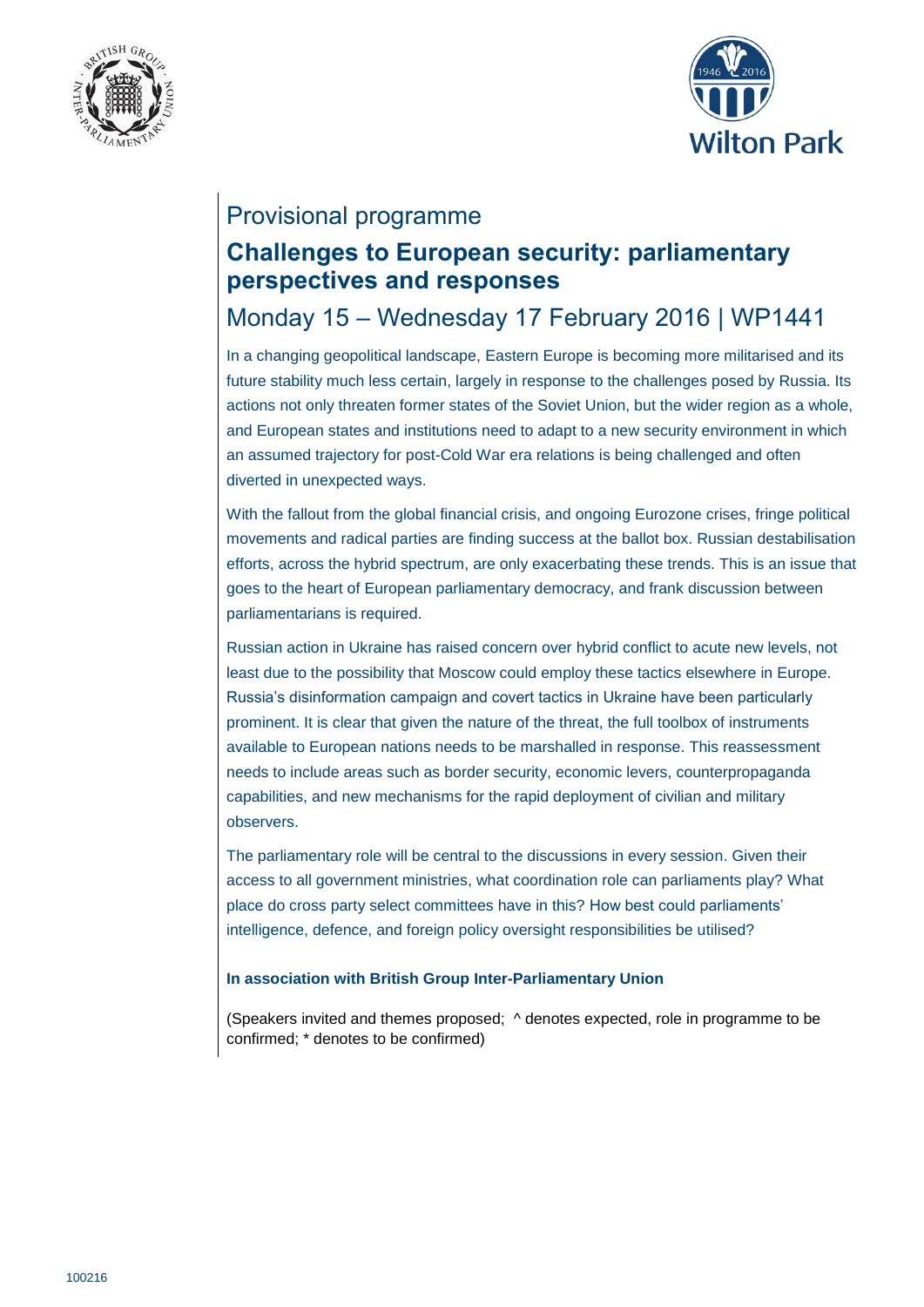# Provisional programme

## Challenges to European security: parliamentary perspectives and responses

### Monday 15 – Wednesday 17 February 2016 | WP1441

In a changing geopolitical landscape, Eastern Europe is becoming more militarised and its future stability much less certain, largely in response to the challenges posed by Russia. Its actions not only threaten former states of the Soviet Union, but the wider region as a whole, and European states and institutions need to adapt to a new security environment in which an assumed trajectory for post-Cold War era relations is being challenged and often diverted in unexpected ways.

With the fallout from the global financial crisis, and ongoing Eurozone crises, fringe political movements and radical parties are finding success at the ballot box. Russian destabilisation efforts, across the hybrid spectrum, are only exacerbating these trends. This is an issue that goes to the heart of European parliamentary democracy, and frank discussion between parliamentarians is required.

Russian action in Ukraine has raised concern over hybrid conflict to acute new levels, not least due to the possibility that Moscow could employ these tactics elsewhere in Europe. Russia's disinformation campaign and covert tactics in Ukraine have been particularly prominent. It is clear that given the nature of the threat, the full toolbox of instruments available to European nations needs to be marshalled in response. This reassessment needs to include areas such as border security, economic levers, counterpropaganda capabilities, and new mechanisms for the rapid deployment of civilian and military observers.

The parliamentary role will be central to the discussions in every session. Given their access to all government ministries, what coordination role can parliaments play? What place do cross party select committees have in this? How best could parliaments' intelligence, defence, and foreign policy oversight responsibilities be utilised?

**In association with British Group Inter-Parliamentary Union**

(Speakers invited and themes proposed; ^ denotes expected, role in programme to be confirmed; * denotes to be confirmed)

100216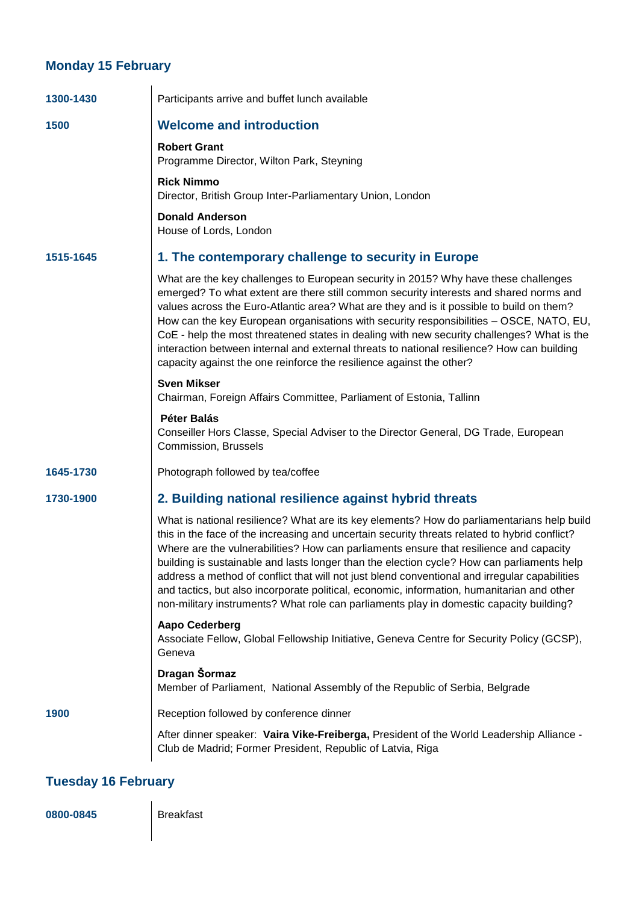## Monday 15 February

**1300-1430**

Participants arrive and buffet lunch available

**1500**

### Welcome and introduction

**Robert Grant**
Programme Director, Wilton Park, Steyning

**Rick Nimmo**
Director, British Group Inter-Parliamentary Union, London

**Donald Anderson**
House of Lords, London

**1515-1645**

### 1. The contemporary challenge to security in Europe

What are the key challenges to European security in 2015? Why have these challenges emerged? To what extent are there still common security interests and shared norms and values across the Euro-Atlantic area? What are they and is it possible to build on them? How can the key European organisations with security responsibilities – OSCE, NATO, EU, CoE - help the most threatened states in dealing with new security challenges? What is the interaction between internal and external threats to national resilience? How can building capacity against the one reinforce the resilience against the other?

**Sven Mikser**
Chairman, Foreign Affairs Committee, Parliament of Estonia, Tallinn

**Péter Balás**
Conseiller Hors Classe, Special Adviser to the Director General, DG Trade, European Commission, Brussels

**1645-1730**

Photograph followed by tea/coffee

**1730-1900**

### 2. Building national resilience against hybrid threats

What is national resilience? What are its key elements? How do parliamentarians help build this in the face of the increasing and uncertain security threats related to hybrid conflict? Where are the vulnerabilities? How can parliaments ensure that resilience and capacity building is sustainable and lasts longer than the election cycle? How can parliaments help address a method of conflict that will not just blend conventional and irregular capabilities and tactics, but also incorporate political, economic, information, humanitarian and other non-military instruments? What role can parliaments play in domestic capacity building?

**Aapo Cederberg**
Associate Fellow, Global Fellowship Initiative, Geneva Centre for Security Policy (GCSP), Geneva

**Dragan Šormaz**
Member of Parliament, National Assembly of the Republic of Serbia, Belgrade

**1900**

Reception followed by conference dinner

After dinner speaker: **Vaira Vike-Freiberga,** President of the World Leadership Alliance - Club de Madrid; Former President, Republic of Latvia, Riga

## Tuesday 16 February

**0800-0845**

Breakfast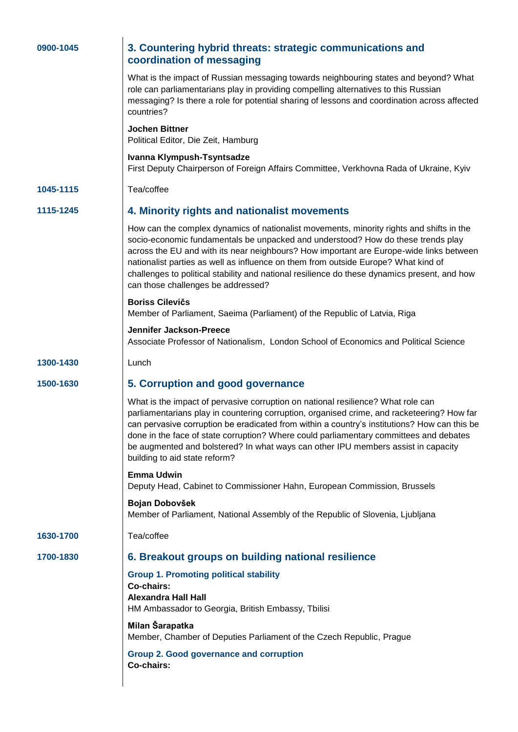**0900-1045**

## 3. Countering hybrid threats: strategic communications and coordination of messaging

What is the impact of Russian messaging towards neighbouring states and beyond? What role can parliamentarians play in providing compelling alternatives to this Russian messaging? Is there a role for potential sharing of lessons and coordination across affected countries?

**Jochen Bittner**
Political Editor, Die Zeit, Hamburg

**Ivanna Klympush-Tsyntsadze**
First Deputy Chairperson of Foreign Affairs Committee, Verkhovna Rada of Ukraine, Kyiv

**1045-1115** Tea/coffee

**1115-1245**

## 4. Minority rights and nationalist movements

How can the complex dynamics of nationalist movements, minority rights and shifts in the socio-economic fundamentals be unpacked and understood? How do these trends play across the EU and with its near neighbours? How important are Europe-wide links between nationalist parties as well as influence on them from outside Europe? What kind of challenges to political stability and national resilience do these dynamics present, and how can those challenges be addressed?

**Boriss Cilevičs**
Member of Parliament, Saeima (Parliament) of the Republic of Latvia, Riga

**Jennifer Jackson-Preece**
Associate Professor of Nationalism, London School of Economics and Political Science

**1300-1430** Lunch

**1500-1630**

## 5. Corruption and good governance

What is the impact of pervasive corruption on national resilience? What role can parliamentarians play in countering corruption, organised crime, and racketeering? How far can pervasive corruption be eradicated from within a country's institutions? How can this be done in the face of state corruption? Where could parliamentary committees and debates be augmented and bolstered? In what ways can other IPU members assist in capacity building to aid state reform?

**Emma Udwin**
Deputy Head, Cabinet to Commissioner Hahn, European Commission, Brussels

**Bojan Dobovšek**
Member of Parliament, National Assembly of the Republic of Slovenia, Ljubljana

**1630-1700** Tea/coffee

**1700-1830**

## 6. Breakout groups on building national resilience

### Group 1. Promoting political stability

**Co-chairs:**

**Alexandra Hall Hall**
HM Ambassador to Georgia, British Embassy, Tbilisi

**Milan Šarapatka**
Member, Chamber of Deputies Parliament of the Czech Republic, Prague

### Group 2. Good governance and corruption

**Co-chairs:**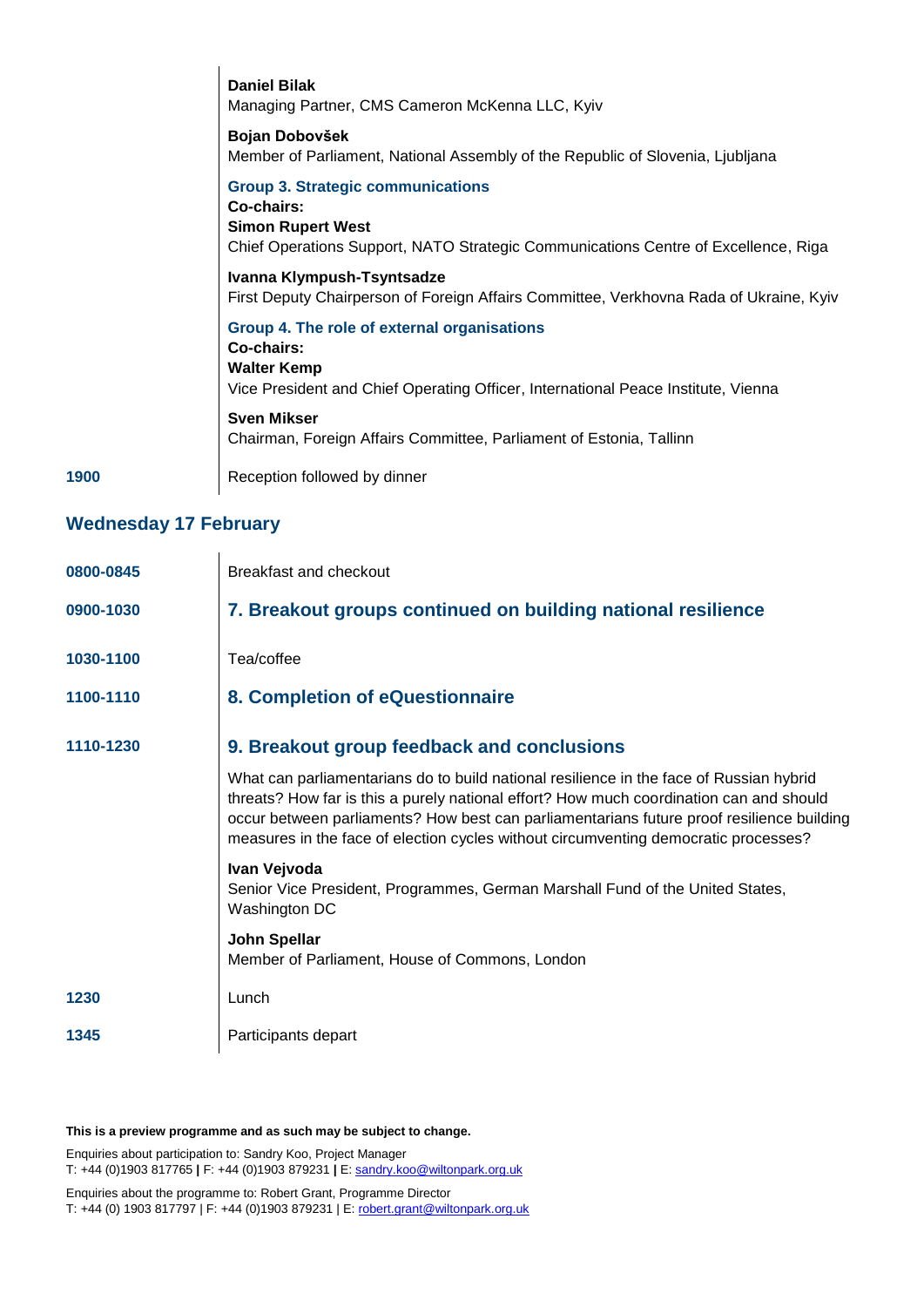**Daniel Bilak**
Managing Partner, CMS Cameron McKenna LLC, Kyiv

**Bojan Dobovšek**
Member of Parliament, National Assembly of the Republic of Slovenia, Ljubljana

**Group 3. Strategic communications**
**Co-chairs:**
**Simon Rupert West**
Chief Operations Support, NATO Strategic Communications Centre of Excellence, Riga

**Ivanna Klympush-Tsyntsadze**
First Deputy Chairperson of Foreign Affairs Committee, Verkhovna Rada of Ukraine, Kyiv

**Group 4. The role of external organisations**
**Co-chairs:**
**Walter Kemp**
Vice President and Chief Operating Officer, International Peace Institute, Vienna

**Sven Mikser**
Chairman, Foreign Affairs Committee, Parliament of Estonia, Tallinn

**1900** Reception followed by dinner

## Wednesday 17 February

**0800-0845** Breakfast and checkout

**0900-1030** **7. Breakout groups continued on building national resilience**

**1030-1100** Tea/coffee

**1100-1110** **8. Completion of eQuestionnaire**

**1110-1230** **9. Breakout group feedback and conclusions**

What can parliamentarians do to build national resilience in the face of Russian hybrid threats? How far is this a purely national effort? How much coordination can and should occur between parliaments? How best can parliamentarians future proof resilience building measures in the face of election cycles without circumventing democratic processes?

**Ivan Vejvoda**
Senior Vice President, Programmes, German Marshall Fund of the United States, Washington DC

**John Spellar**
Member of Parliament, House of Commons, London

**1230** Lunch

**1345** Participants depart

**This is a preview programme and as such may be subject to change.**

Enquiries about participation to: Sandry Koo, Project Manager
T: +44 (0)1903 817765 **|** F: +44 (0)1903 879231 **|** E: sandry.koo@wiltonpark.org.uk

Enquiries about the programme to: Robert Grant, Programme Director
T: +44 (0) 1903 817797 | F: +44 (0)1903 879231 | E: robert.grant@wiltonpark.org.uk